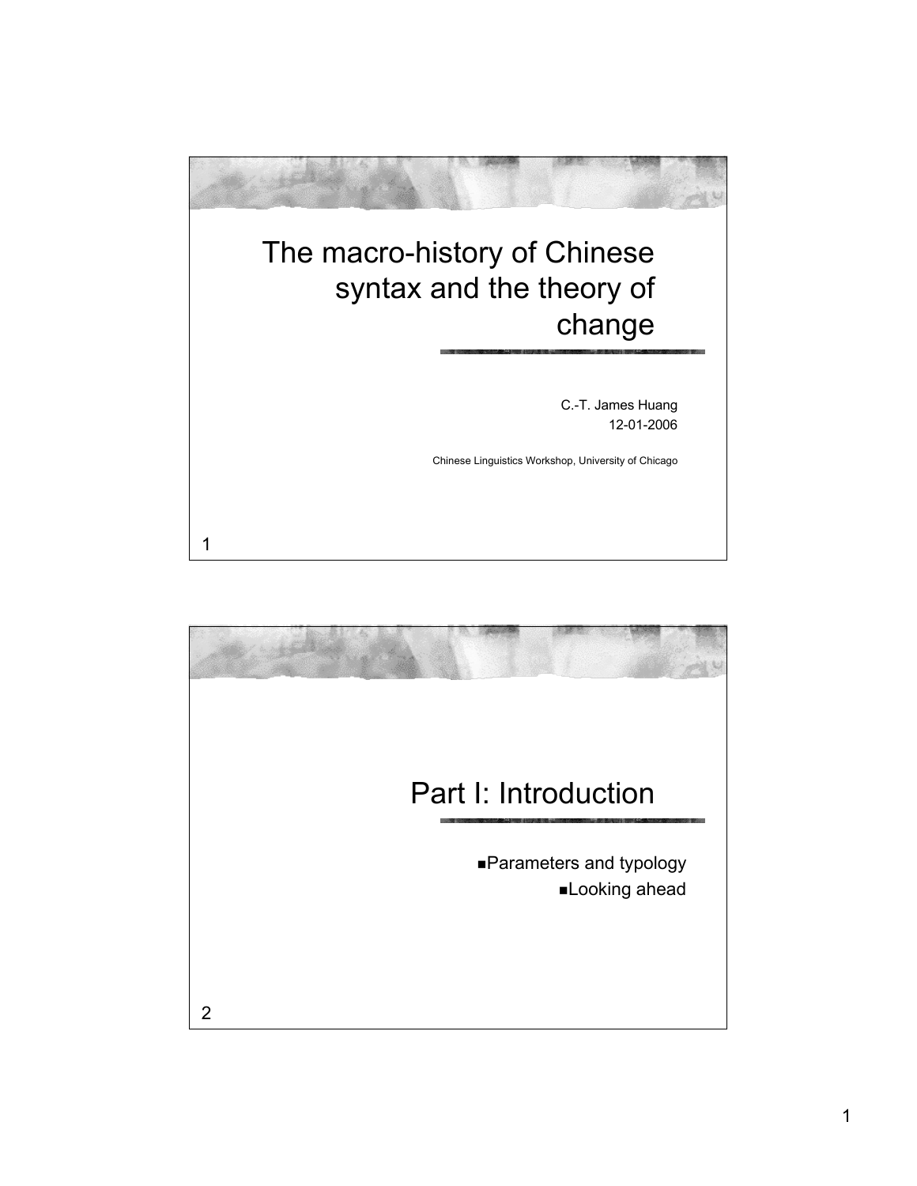# The macro-history of Chinese syntax and the theory of change

C.-T. James Huang
12-01-2006

Chinese Linguistics Workshop, University of Chicago

## Part I: Introduction

- Parameters and typology
- Looking ahead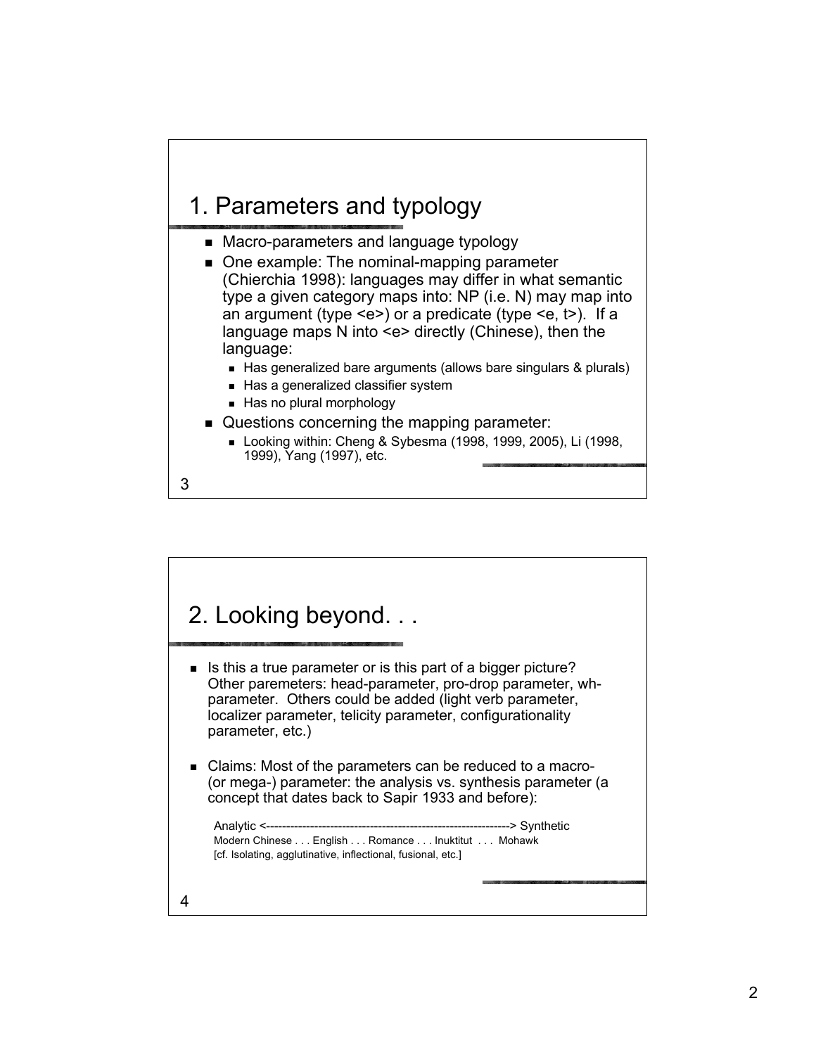## 1. Parameters and typology

- Macro-parameters and language typology
- One example: The nominal-mapping parameter (Chierchia 1998): languages may differ in what semantic type a given category maps into: NP (i.e. N) may map into an argument (type <e>) or a predicate (type <e, t>). If a language maps N into <e> directly (Chinese), then the language:
  - Has generalized bare arguments (allows bare singulars & plurals)
  - Has a generalized classifier system
  - Has no plural morphology
- Questions concerning the mapping parameter:
  - Looking within: Cheng & Sybesma (1998, 1999, 2005), Li (1998, 1999), Yang (1997), etc.

## 2. Looking beyond. . .

- Is this a true parameter or is this part of a bigger picture? Other paremeters: head-parameter, pro-drop parameter, wh-parameter. Others could be added (light verb parameter, localizer parameter, telicity parameter, configurationality parameter, etc.)
- Claims: Most of the parameters can be reduced to a macro- (or mega-) parameter: the analysis vs. synthesis parameter (a concept that dates back to Sapir 1933 and before):

  Analytic <------------------------------------------------------------> Synthetic
  Modern Chinese . . . English . . . Romance . . . Inuktitut . . . Mohawk
  [cf. Isolating, agglutinative, inflectional, fusional, etc.]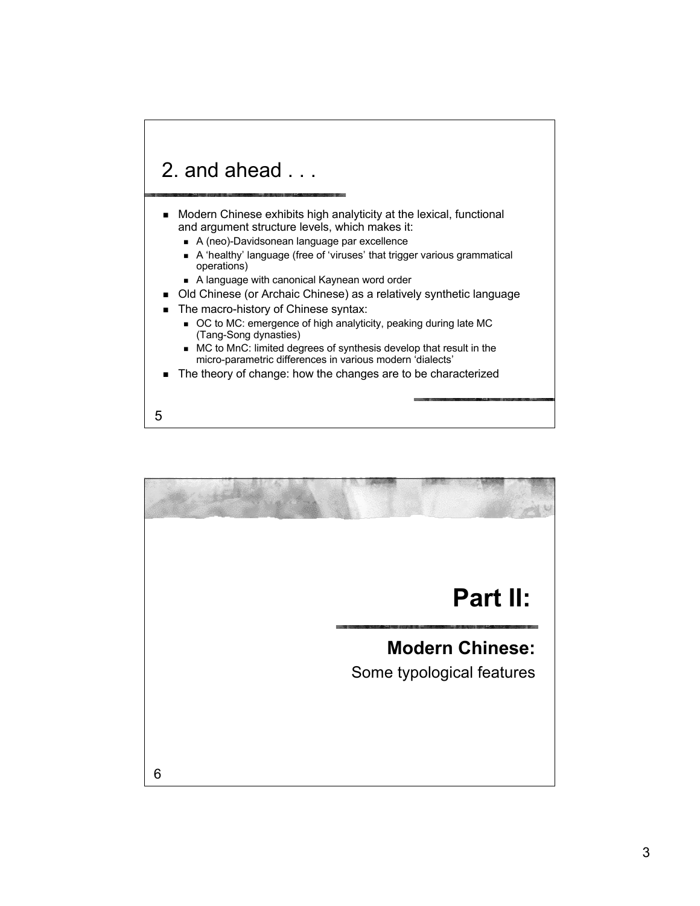## 2. and ahead . . .

- Modern Chinese exhibits high analyticity at the lexical, functional and argument structure levels, which makes it:
  - A (neo)-Davidsonean language par excellence
  - A 'healthy' language (free of 'viruses' that trigger various grammatical operations)
  - A language with canonical Kaynean word order
- Old Chinese (or Archaic Chinese) as a relatively synthetic language
- The macro-history of Chinese syntax:
  - OC to MC: emergence of high analyticity, peaking during late MC (Tang-Song dynasties)
  - MC to MnC: limited degrees of synthesis develop that result in the micro-parametric differences in various modern 'dialects'
- The theory of change: how the changes are to be characterized

# Part II:

## Modern Chinese:

Some typological features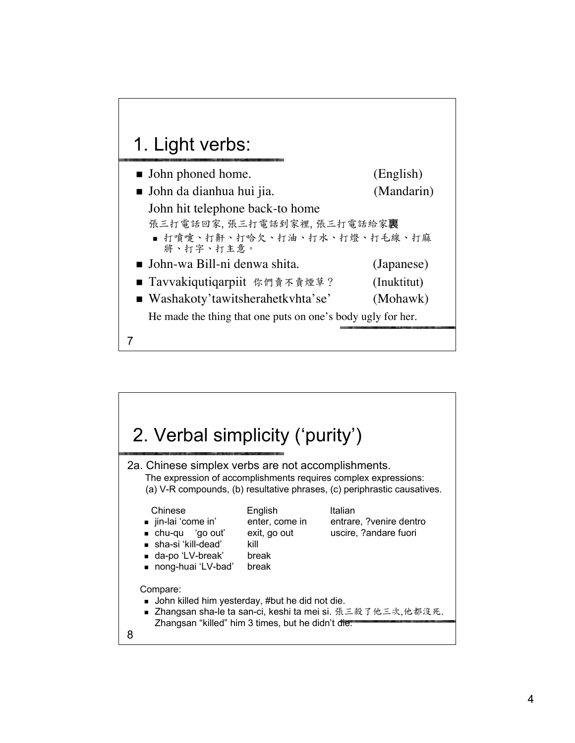# 1. Light verbs:

- John phoned home. (English)
- John da dianhua hui jia. (Mandarin)

  John hit telephone back-to home

  張三打電話回家, 張三打電話到家裡, 張三打電話給家裏
  - 打噴嚏、打鼾、打哈欠、打油、打水、打燈、打毛線、打麻將、打字、打主意。
- John-wa Bill-ni denwa shita. (Japanese)
- Tavvakiqutiqarpiit 你們賣不賣煙草？ (Inuktitut)
- Washakoty'tawitsherahetkvhta'se' (Mohawk)

  He made the thing that one puts on one's body ugly for her.

# 2. Verbal simplicity ('purity')

2a. Chinese simplex verbs are not accomplishments.

The expression of accomplishments requires complex expressions:
(a) V-R compounds, (b) resultative phrases, (c) periphrastic causatives.

| Chinese | English | Italian |
|---|---|---|
| jin-lai 'come in' | enter, come in | entrare, ?venire dentro |
| chu-qu 'go out' | exit, go out | uscire, ?andare fuori |
| sha-si 'kill-dead' | kill | |
| da-po 'LV-break' | break | |
| nong-huai 'LV-bad' | break | |

Compare:

- John killed him yesterday, #but he did not die.
- Zhangsan sha-le ta san-ci, keshi ta mei si. 張三殺了他三次,他都沒死.

  Zhangsan "killed" him 3 times, but he didn't die.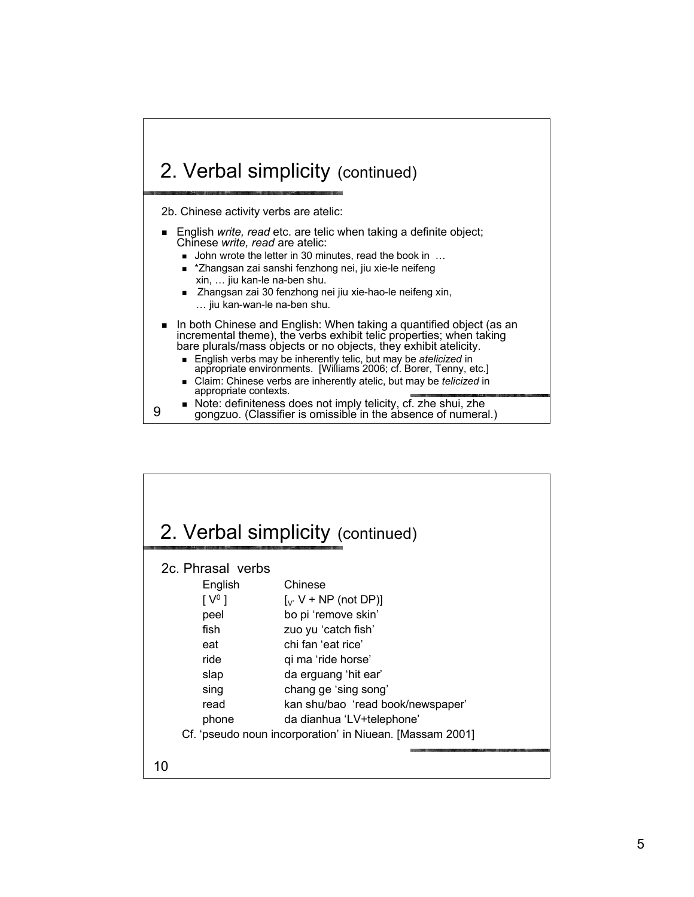## 2. Verbal simplicity (continued)

2b. Chinese activity verbs are atelic:

- English *write, read* etc. are telic when taking a definite object; Chinese *write, read* are atelic:
  - John wrote the letter in 30 minutes, read the book in …
  - *Zhangsan zai sanshi fenzhong nei, jiu xie-le neifeng xin, … jiu kan-le na-ben shu.
  - Zhangsan zai 30 fenzhong nei jiu xie-hao-le neifeng xin, … jiu kan-wan-le na-ben shu.
- In both Chinese and English: When taking a quantified object (as an incremental theme), the verbs exhibit telic properties; when taking bare plurals/mass objects or no objects, they exhibit atelicity.
  - English verbs may be inherently telic, but may be *atelicized* in appropriate environments. [Williams 2006; cf. Borer, Tenny, etc.]
  - Claim: Chinese verbs are inherently atelic, but may be *telicized* in appropriate contexts.
  - Note: definiteness does not imply telicity, cf. zhe shui, zhe gongzuo. (Classifier is omissible in the absence of numeral.)

## 2. Verbal simplicity (continued)

2c. Phrasal verbs

| English | Chinese |
|---|---|
| [ $V^0$ ] | [$_{V'}$ V + NP (not DP)] |
| peel | bo pi 'remove skin' |
| fish | zuo yu 'catch fish' |
| eat | chi fan 'eat rice' |
| ride | qi ma 'ride horse' |
| slap | da erguang 'hit ear' |
| sing | chang ge 'sing song' |
| read | kan shu/bao 'read book/newspaper' |
| phone | da dianhua 'LV+telephone' |

Cf. 'pseudo noun incorporation' in Niuean. [Massam 2001]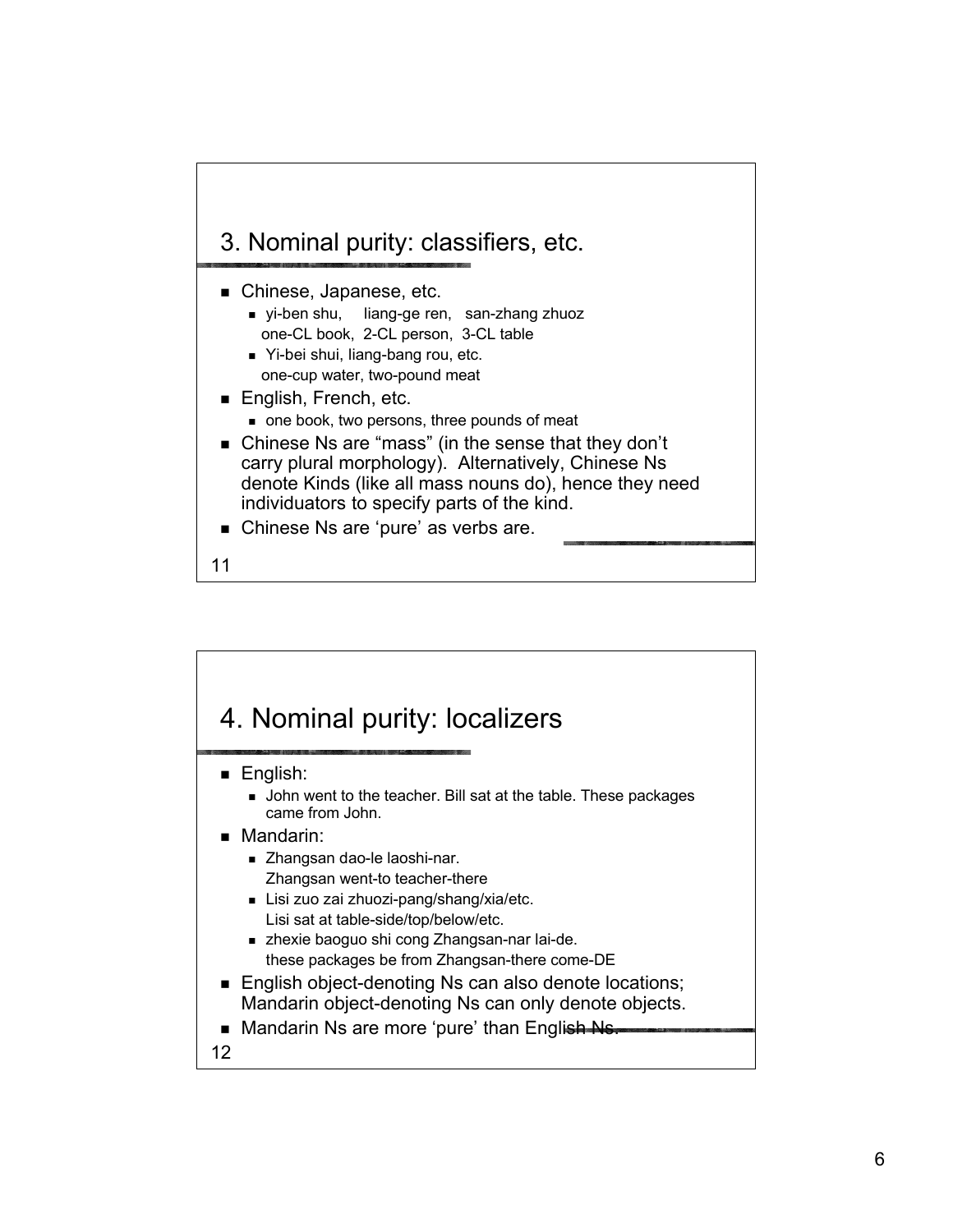## 3. Nominal purity: classifiers, etc.

- Chinese, Japanese, etc.
  - yi-ben shu, liang-ge ren, san-zhang zhuoz
    one-CL book, 2-CL person, 3-CL table
  - Yi-bei shui, liang-bang rou, etc.
    one-cup water, two-pound meat
- English, French, etc.
  - one book, two persons, three pounds of meat
- Chinese Ns are "mass" (in the sense that they don't carry plural morphology). Alternatively, Chinese Ns denote Kinds (like all mass nouns do), hence they need individuators to specify parts of the kind.
- Chinese Ns are 'pure' as verbs are.

## 4. Nominal purity: localizers

- English:
  - John went to the teacher. Bill sat at the table. These packages came from John.
- Mandarin:
  - Zhangsan dao-le laoshi-nar.
    Zhangsan went-to teacher-there
  - Lisi zuo zai zhuozi-pang/shang/xia/etc.
    Lisi sat at table-side/top/below/etc.
  - zhexie baoguo shi cong Zhangsan-nar lai-de.
    these packages be from Zhangsan-there come-DE
- English object-denoting Ns can also denote locations; Mandarin object-denoting Ns can only denote objects.
- Mandarin Ns are more 'pure' than English Ns.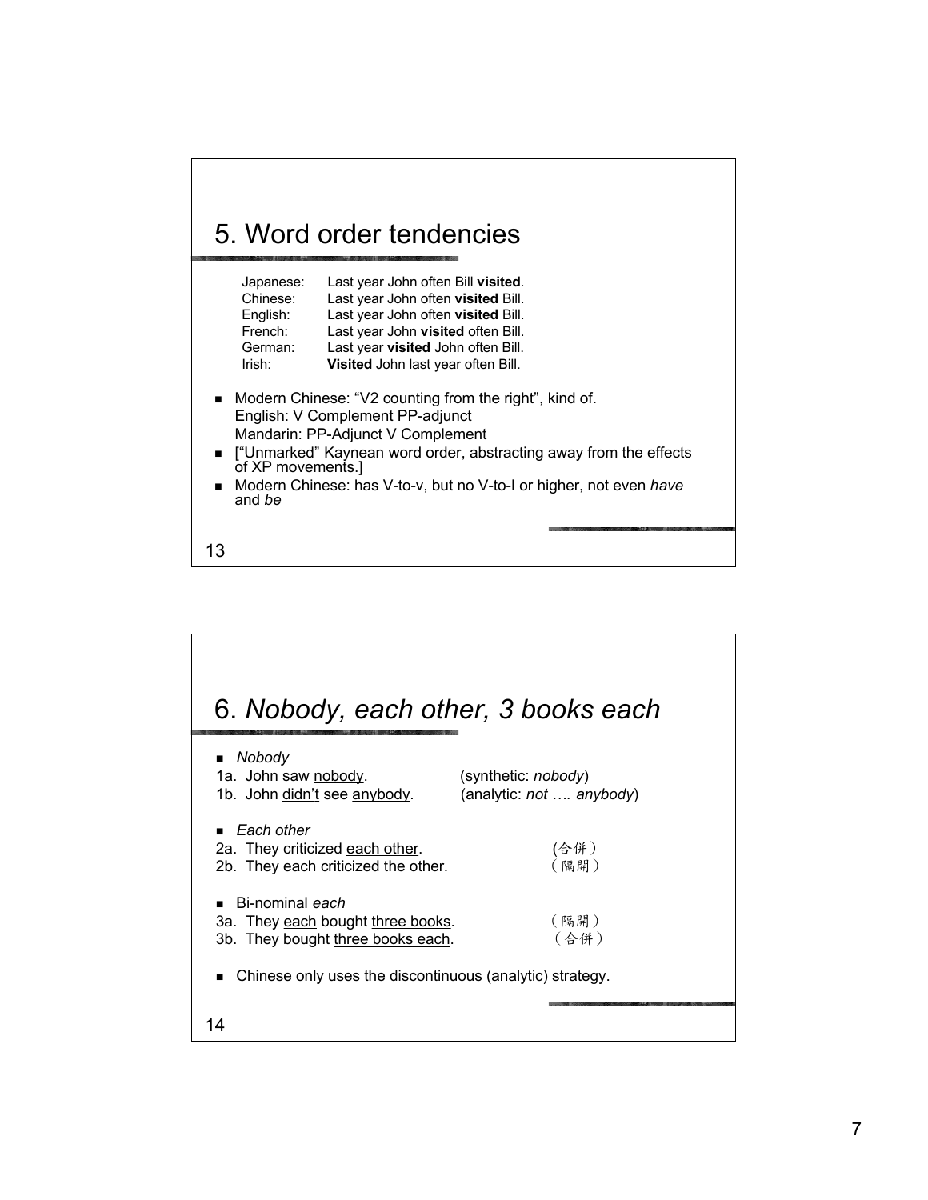# 5. Word order tendencies

| | |
|---|---|
| Japanese: | Last year John often Bill **visited**. |
| Chinese: | Last year John often **visited** Bill. |
| English: | Last year John often **visited** Bill. |
| French: | Last year John **visited** often Bill. |
| German: | Last year **visited** John often Bill. |
| Irish: | **Visited** John last year often Bill. |

- Modern Chinese: "V2 counting from the right", kind of.
  English: V Complement PP-adjunct
  Mandarin: PP-Adjunct V Complement
- ["Unmarked" Kaynean word order, abstracting away from the effects of XP movements.]
- Modern Chinese: has V-to-v, but no V-to-I or higher, not even *have* and *be*

# 6. *Nobody, each other, 3 books each*

- *Nobody*

1a. John saw <u>nobody</u>. (synthetic: *nobody*)
1b. John <u>didn't</u> see <u>anybody</u>. (analytic: *not …. anybody*)

- *Each other*

2a. They criticized <u>each other</u>. (合併)
2b. They <u>each</u> criticized <u>the other</u>. (隔開)

- Bi-nominal *each*

3a. They <u>each</u> bought <u>three books</u>. (隔開)
3b. They bought <u>three books each</u>. (合併)

- Chinese only uses the discontinuous (analytic) strategy.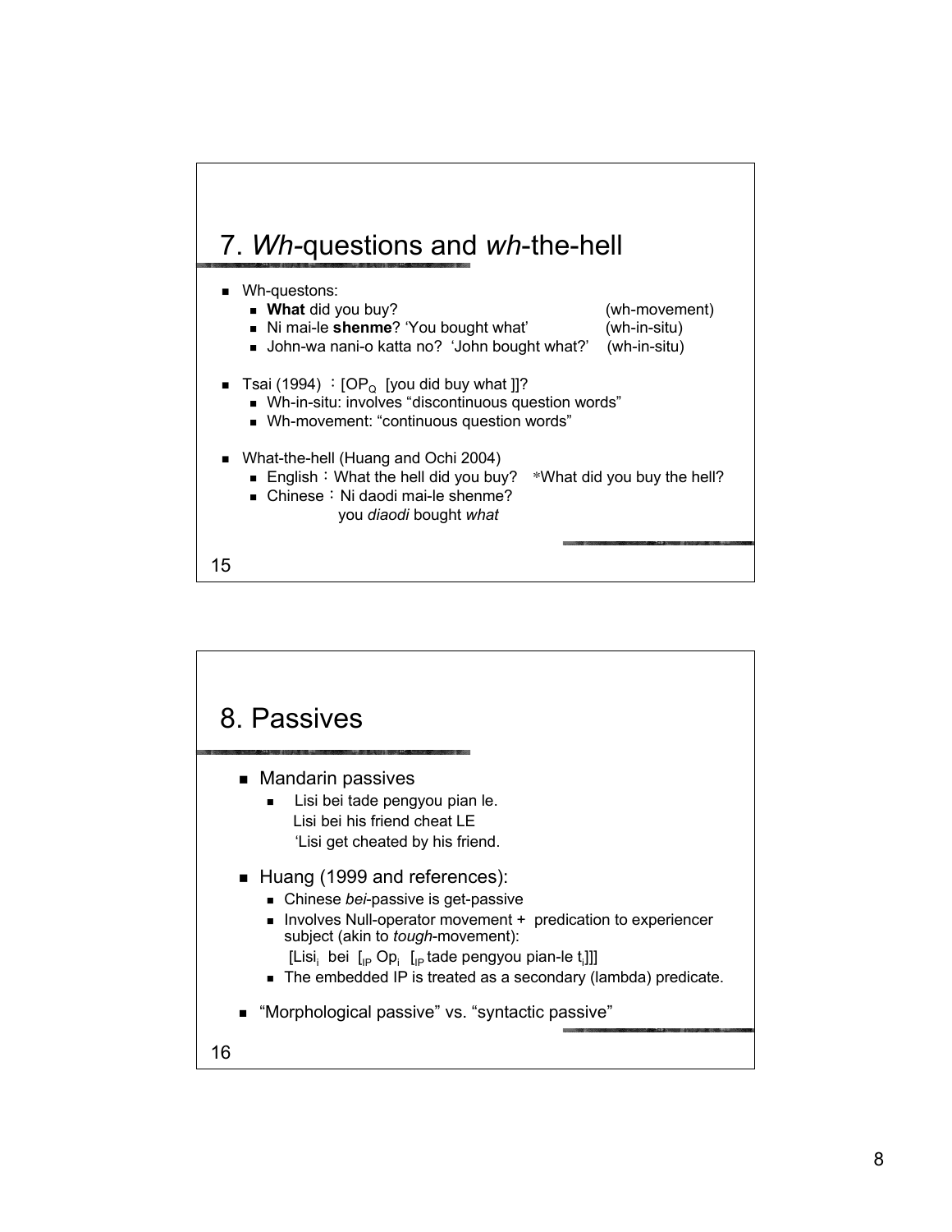# 7. *Wh*-questions and *wh*-the-hell

- Wh-questons:
  - **What** did you buy? (wh-movement)
  - Ni mai-le **shenme**? 'You bought what' (wh-in-situ)
  - John-wa nani-o katta no? 'John bought what?' (wh-in-situ)
- Tsai (1994) ：[$OP_Q$ [you did buy what ]]?
  - Wh-in-situ: involves "discontinuous question words"
  - Wh-movement: "continuous question words"
- What-the-hell (Huang and Ochi 2004)
  - English：What the hell did you buy? *What did you buy the hell?
  - Chinese：Ni daodi mai-le shenme?
    you *diaodi* bought *what*

# 8. Passives

- Mandarin passives
  - Lisi bei tade pengyou pian le.
    Lisi bei his friend cheat LE
    'Lisi get cheated by his friend.
- Huang (1999 and references):
  - Chinese *bei*-passive is get-passive
  - Involves Null-operator movement + predication to experiencer subject (akin to *tough*-movement):
    [$Lisi_i$ bei [$_{IP}$ $Op_i$ [$_{IP}$ tade pengyou pian-le $t_i$]]]
  - The embedded IP is treated as a secondary (lambda) predicate.
- "Morphological passive" vs. "syntactic passive"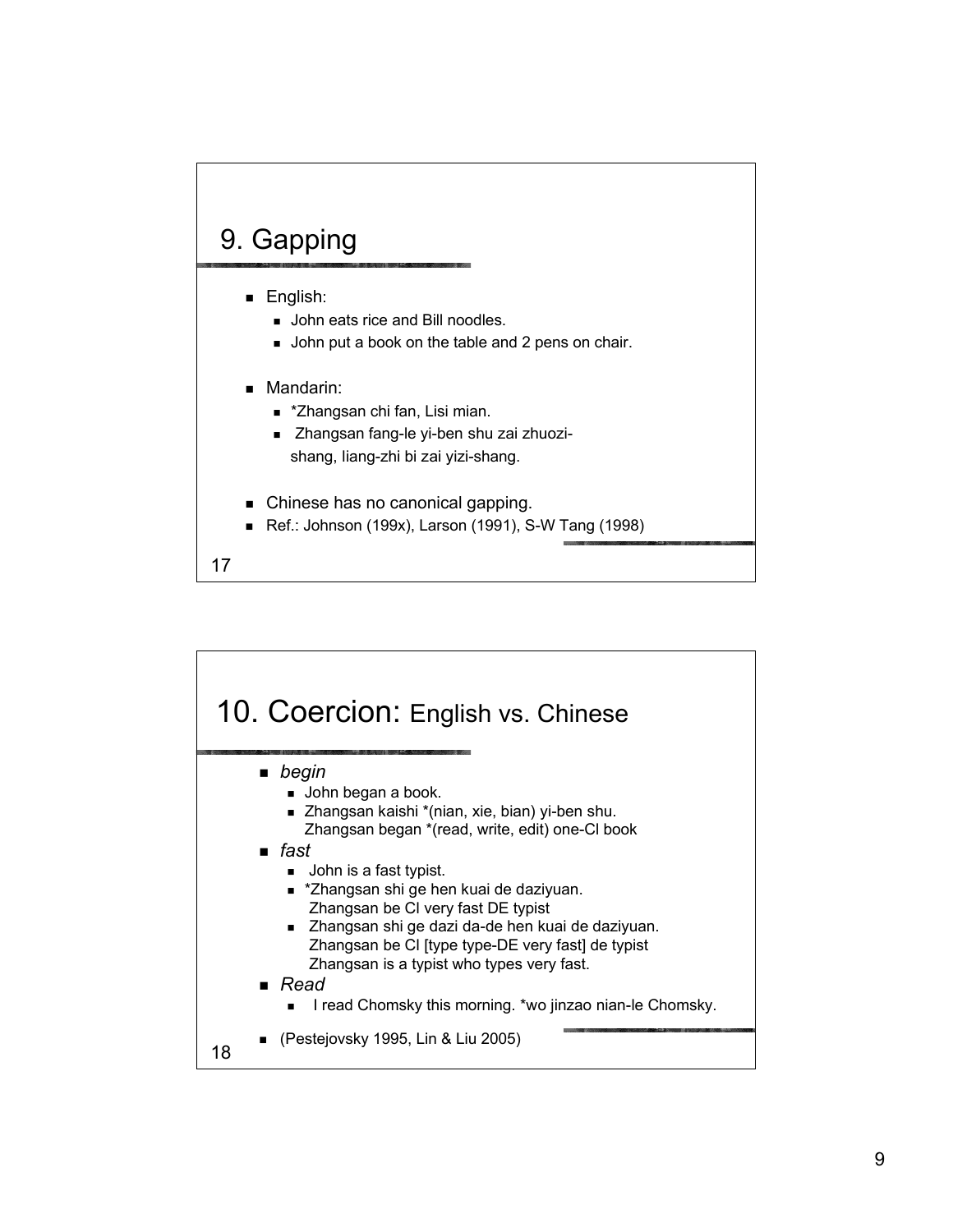## 9. Gapping

- English:
  - John eats rice and Bill noodles.
  - John put a book on the table and 2 pens on chair.
- Mandarin:
  - *Zhangsan chi fan, Lisi mian.
  - Zhangsan fang-le yi-ben shu zai zhuozi-shang, liang-zhi bi zai yizi-shang.
- Chinese has no canonical gapping.
- Ref.: Johnson (199x), Larson (1991), S-W Tang (1998)

17

## 10. Coercion: English vs. Chinese

- *begin*
  - John began a book.
  - Zhangsan kaishi *(nian, xie, bian) yi-ben shu.
    Zhangsan began *(read, write, edit) one-Cl book
- *fast*
  - John is a fast typist.
  - *Zhangsan shi ge hen kuai de daziyuan.
    Zhangsan be Cl very fast DE typist
  - Zhangsan shi ge dazi da-de hen kuai de daziyuan.
    Zhangsan be Cl [type type-DE very fast] de typist
    Zhangsan is a typist who types very fast.
- *Read*
  - I read Chomsky this morning. *wo jinzao nian-le Chomsky.
- (Pestejovsky 1995, Lin & Liu 2005)

18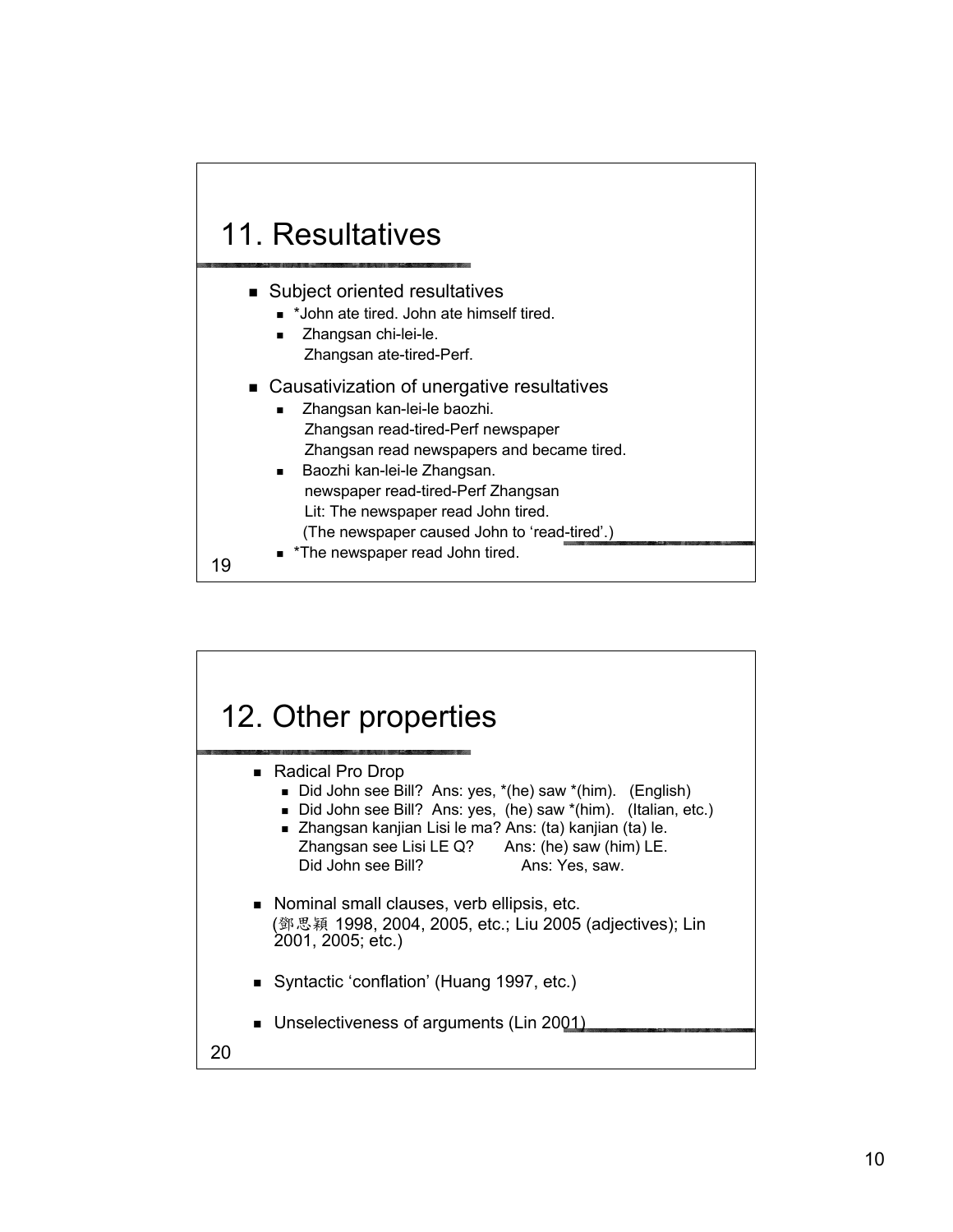## 11. Resultatives

- Subject oriented resultatives
  - *John ate tired. John ate himself tired.
  - Zhangsan chi-lei-le.
    Zhangsan ate-tired-Perf.
- Causativization of unergative resultatives
  - Zhangsan kan-lei-le baozhi.
    Zhangsan read-tired-Perf newspaper
    Zhangsan read newspapers and became tired.
  - Baozhi kan-lei-le Zhangsan.
    newspaper read-tired-Perf Zhangsan
    Lit: The newspaper read John tired.
    (The newspaper caused John to 'read-tired'.)
  - *The newspaper read John tired.

## 12. Other properties

- Radical Pro Drop
  - Did John see Bill? Ans: yes, *(he) saw *(him). (English)
  - Did John see Bill? Ans: yes, (he) saw *(him). (Italian, etc.)
  - Zhangsan kanjian Lisi le ma? Ans: (ta) kanjian (ta) le.
    Zhangsan see Lisi LE Q? Ans: (he) saw (him) LE.
    Did John see Bill? Ans: Yes, saw.
- Nominal small clauses, verb ellipsis, etc.
  (鄧思穎 1998, 2004, 2005, etc.; Liu 2005 (adjectives); Lin 2001, 2005; etc.)
- Syntactic 'conflation' (Huang 1997, etc.)
- Unselectiveness of arguments (Lin 2001)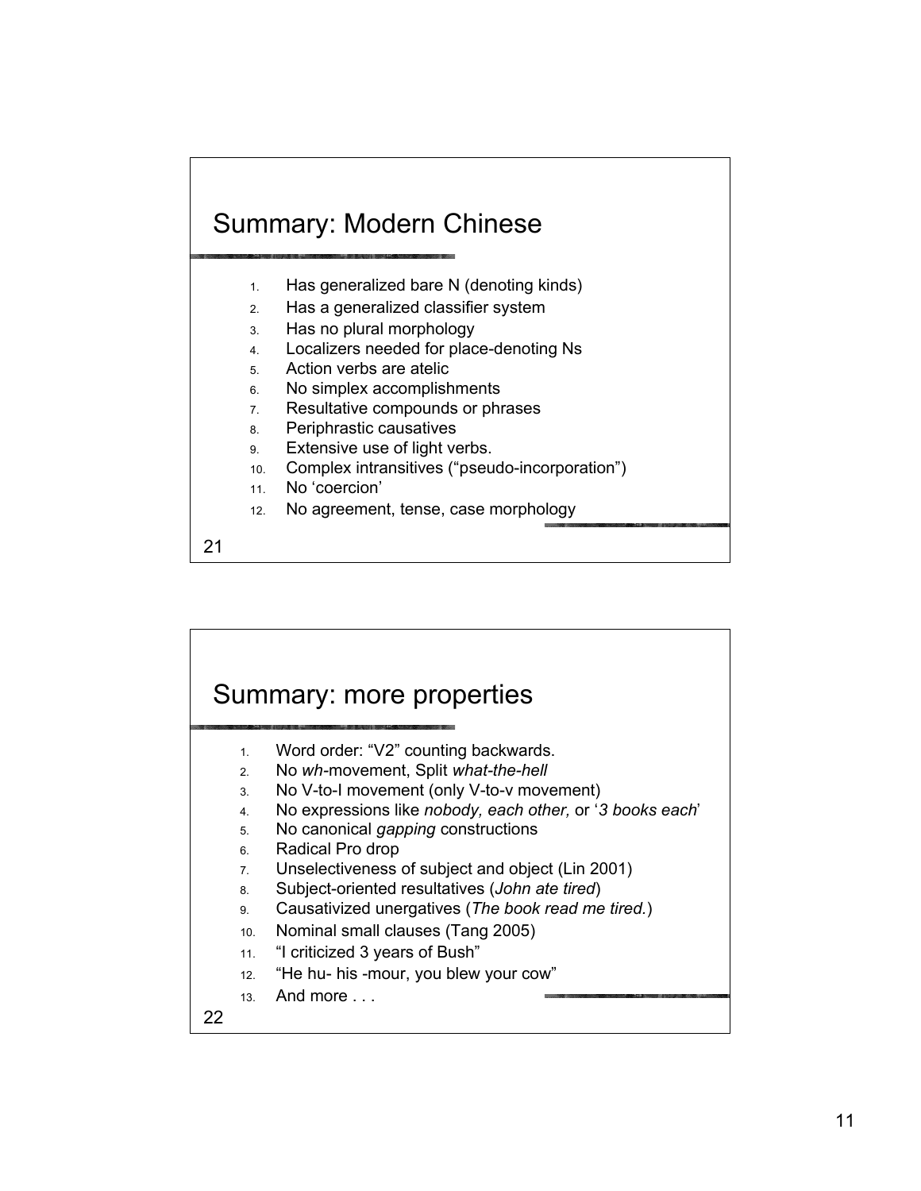## Summary: Modern Chinese

1. Has generalized bare N (denoting kinds)
2. Has a generalized classifier system
3. Has no plural morphology
4. Localizers needed for place-denoting Ns
5. Action verbs are atelic
6. No simplex accomplishments
7. Resultative compounds or phrases
8. Periphrastic causatives
9. Extensive use of light verbs.
10. Complex intransitives (“pseudo-incorporation”)
11. No ‘coercion’
12. No agreement, tense, case morphology

## Summary: more properties

1. Word order: “V2” counting backwards.
2. No *wh*-movement, Split *what-the-hell*
3. No V-to-I movement (only V-to-v movement)
4. No expressions like *nobody, each other,* or ‘*3 books each*’
5. No canonical *gapping* constructions
6. Radical Pro drop
7. Unselectiveness of subject and object (Lin 2001)
8. Subject-oriented resultatives (*John ate tired*)
9. Causativized unergatives (*The book read me tired.*)
10. Nominal small clauses (Tang 2005)
11. “I criticized 3 years of Bush”
12. “He hu- his -mour, you blew your cow”
13. And more . . .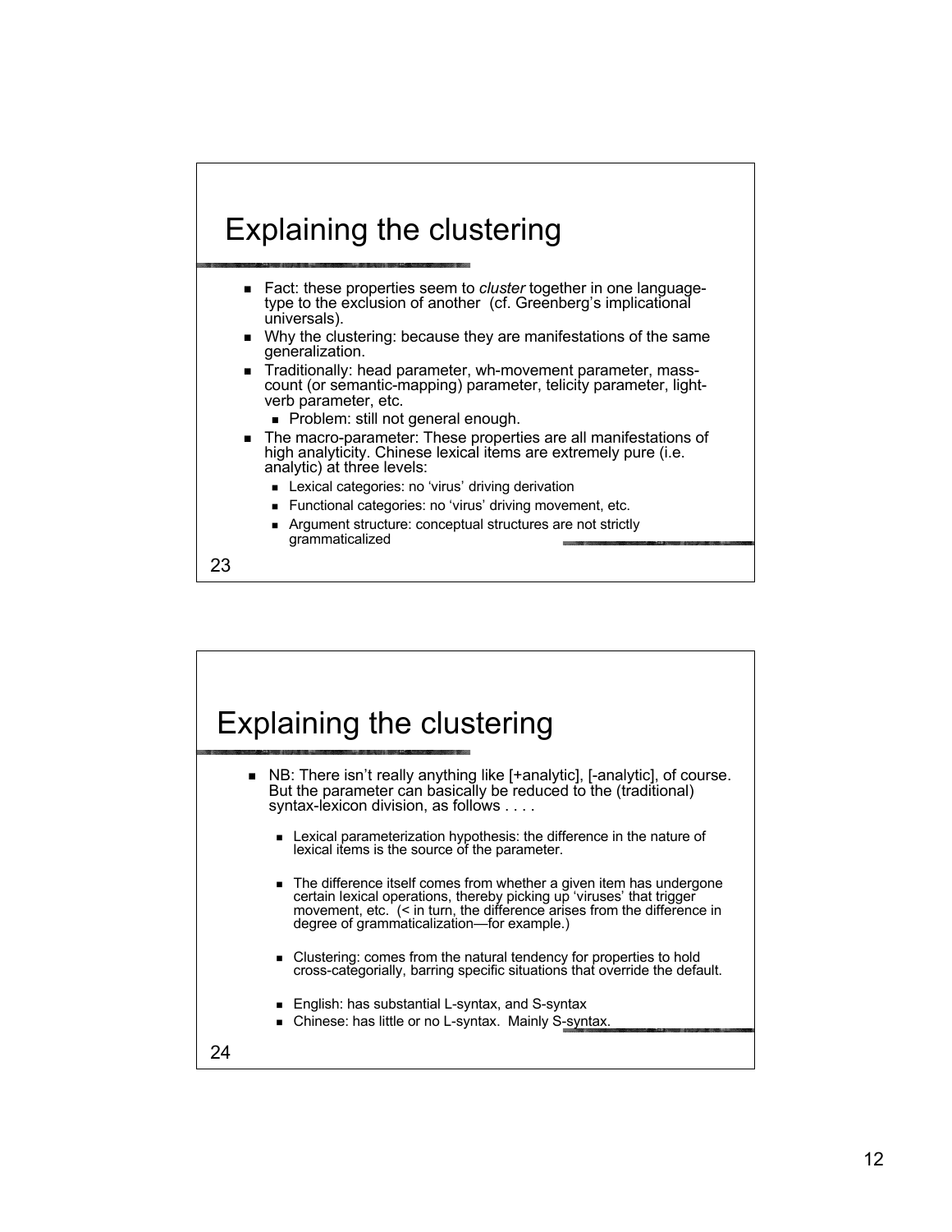## Explaining the clustering

- Fact: these properties seem to *cluster* together in one language-type to the exclusion of another (cf. Greenberg's implicational universals).
- Why the clustering: because they are manifestations of the same generalization.
- Traditionally: head parameter, wh-movement parameter, mass-count (or semantic-mapping) parameter, telicity parameter, light-verb parameter, etc.
  - Problem: still not general enough.
- The macro-parameter: These properties are all manifestations of high analyticity. Chinese lexical items are extremely pure (i.e. analytic) at three levels:
  - Lexical categories: no 'virus' driving derivation
  - Functional categories: no 'virus' driving movement, etc.
  - Argument structure: conceptual structures are not strictly grammaticalized

23

## Explaining the clustering

- NB: There isn't really anything like [+analytic], [-analytic], of course. But the parameter can basically be reduced to the (traditional) syntax-lexicon division, as follows . . . .
  - Lexical parameterization hypothesis: the difference in the nature of lexical items is the source of the parameter.
  - The difference itself comes from whether a given item has undergone certain lexical operations, thereby picking up 'viruses' that trigger movement, etc. (< in turn, the difference arises from the difference in degree of grammaticalization—for example.)
  - Clustering: comes from the natural tendency for properties to hold cross-categorially, barring specific situations that override the default.
  - English: has substantial L-syntax, and S-syntax
  - Chinese: has little or no L-syntax. Mainly S-syntax.

24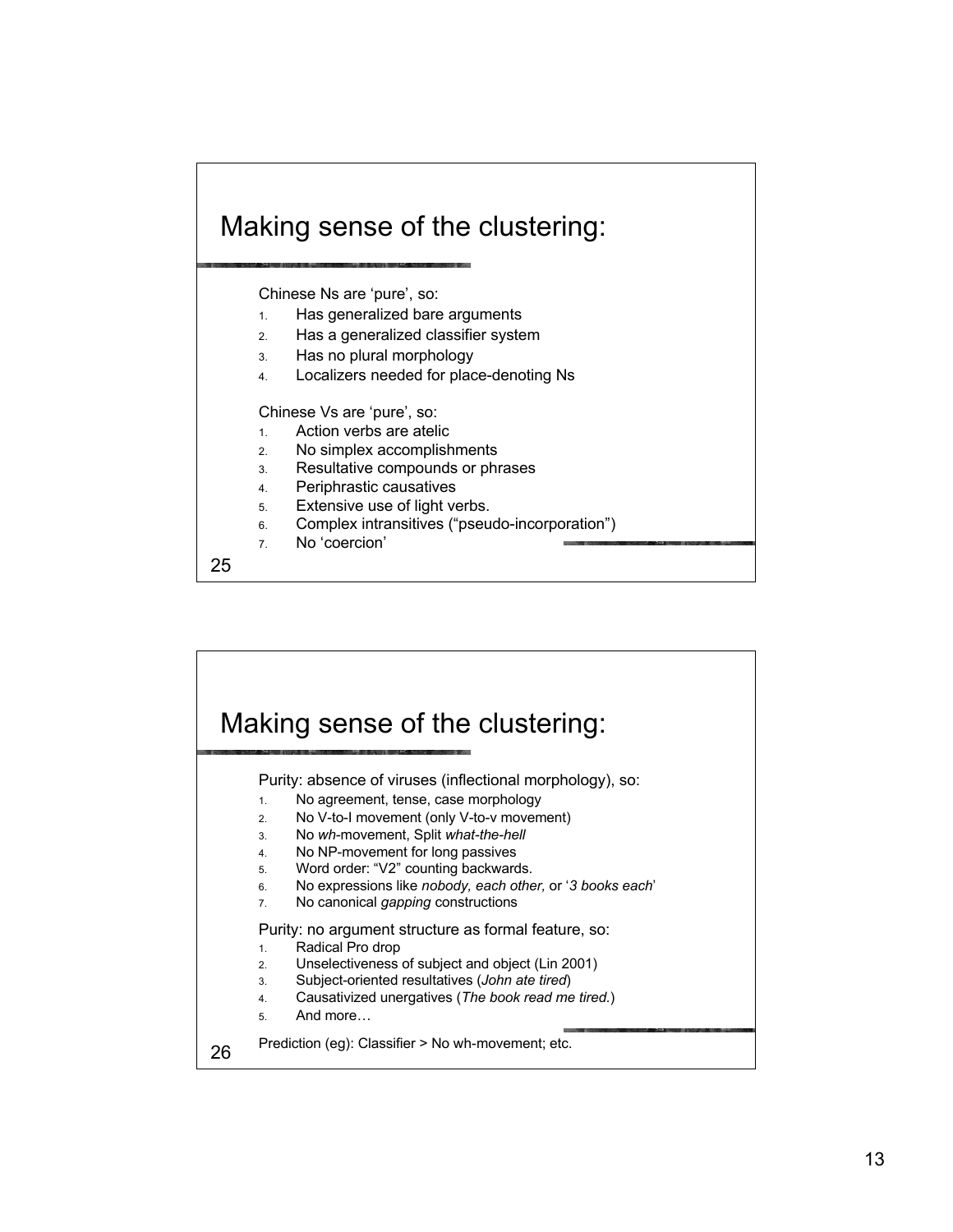## Making sense of the clustering:

Chinese Ns are 'pure', so:

1. Has generalized bare arguments
2. Has a generalized classifier system
3. Has no plural morphology
4. Localizers needed for place-denoting Ns

Chinese Vs are 'pure', so:

1. Action verbs are atelic
2. No simplex accomplishments
3. Resultative compounds or phrases
4. Periphrastic causatives
5. Extensive use of light verbs.
6. Complex intransitives ("pseudo-incorporation")
7. No 'coercion'

## Making sense of the clustering:

Purity: absence of viruses (inflectional morphology), so:

1. No agreement, tense, case morphology
2. No V-to-I movement (only V-to-v movement)
3. No *wh*-movement, Split *what-the-hell*
4. No NP-movement for long passives
5. Word order: "V2" counting backwards.
6. No expressions like *nobody, each other,* or '*3 books each*'
7. No canonical *gapping* constructions

Purity: no argument structure as formal feature, so:

1. Radical Pro drop
2. Unselectiveness of subject and object (Lin 2001)
3. Subject-oriented resultatives (*John ate tired*)
4. Causativized unergatives (*The book read me tired.*)
5. And more…

Prediction (eg): Classifier > No wh-movement; etc.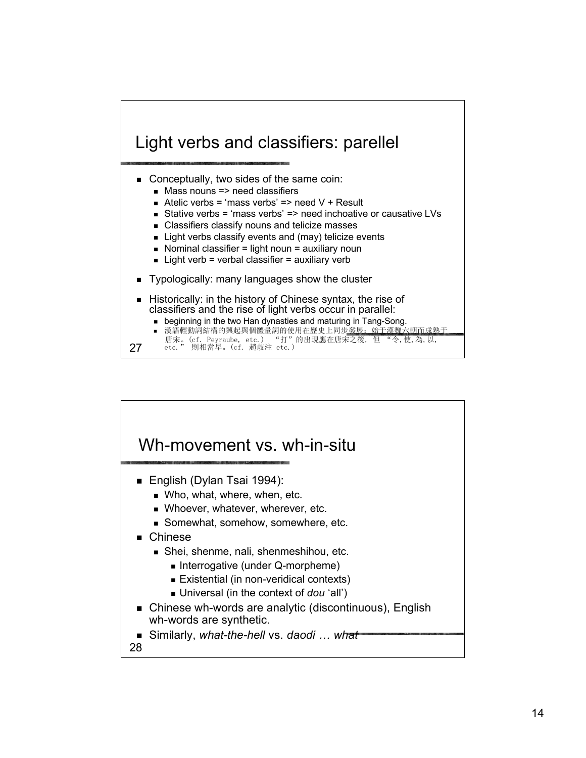## Light verbs and classifiers: parellel

- Conceptually, two sides of the same coin:
  - Mass nouns => need classifiers
  - Atelic verbs = 'mass verbs' => need V + Result
  - Stative verbs = 'mass verbs' => need inchoative or causative LVs
  - Classifiers classify nouns and telicize masses
  - Light verbs classify events and (may) telicize events
  - Nominal classifier = light noun = auxiliary noun
  - Light verb = verbal classifier = auxiliary verb
- Typologically: many languages show the cluster
- Historically: in the history of Chinese syntax, the rise of classifiers and the rise of light verbs occur in parallel:
  - beginning in the two Han dynasties and maturing in Tang-Song.
  - 漢語輕動詞結構的興起與個體量詞的使用在歷史上同步發展，始于漢魏六朝而成熟于唐宋。(cf. Peyraube, etc.) "打"的出現應在唐宋之後，但 "令,使,為,以, etc." 則相當早。(cf. 趙歧注 etc.)

## Wh-movement vs. wh-in-situ

- English (Dylan Tsai 1994):
  - Who, what, where, when, etc.
  - Whoever, whatever, wherever, etc.
  - Somewhat, somehow, somewhere, etc.
- Chinese
  - Shei, shenme, nali, shenmeshihou, etc.
    - Interrogative (under Q-morpheme)
    - Existential (in non-veridical contexts)
    - Universal (in the context of *dou* 'all')
- Chinese wh-words are analytic (discontinuous), English wh-words are synthetic.
- Similarly, *what-the-hell* vs. *daodi … what*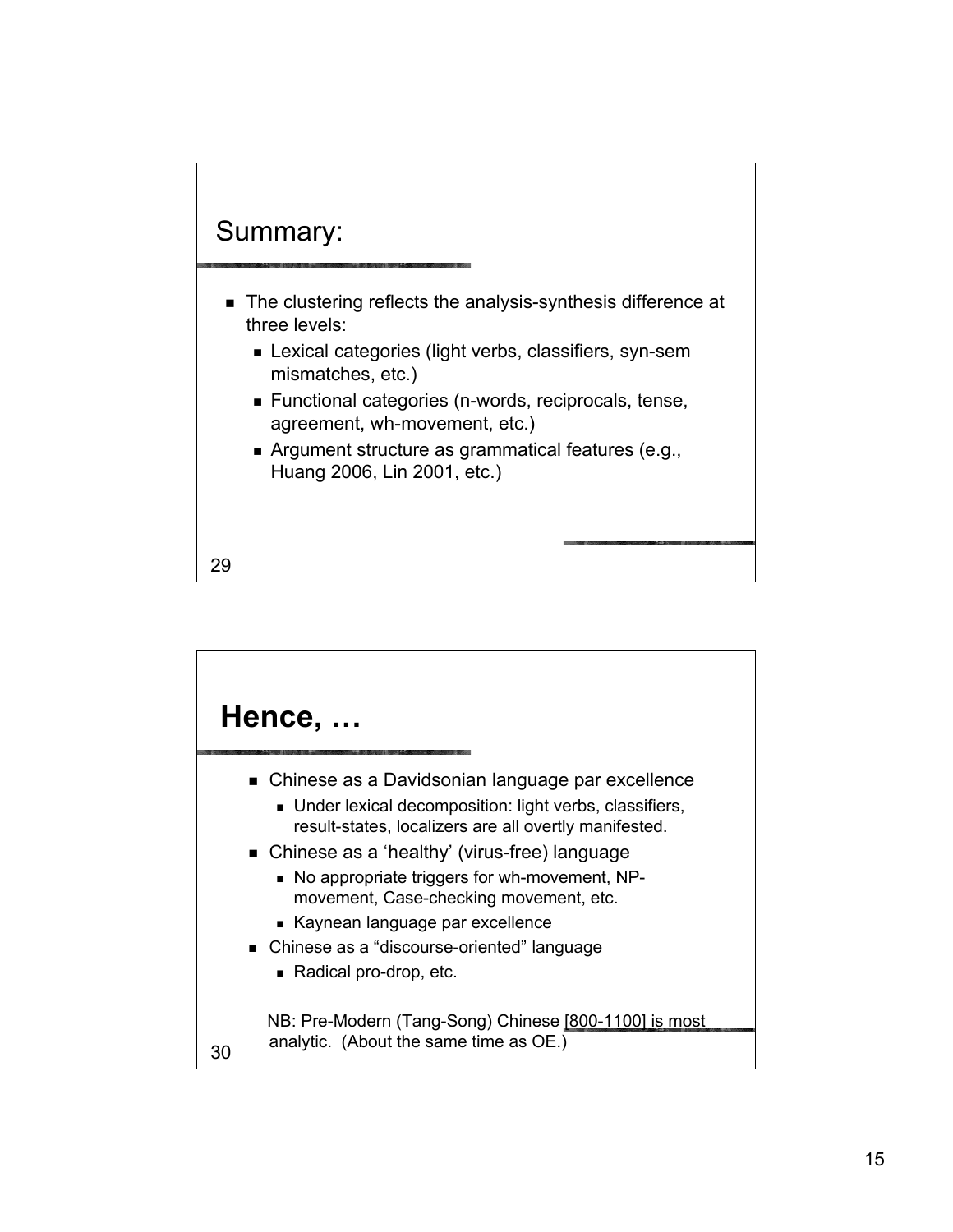## Summary:

- The clustering reflects the analysis-synthesis difference at three levels:
  - Lexical categories (light verbs, classifiers, syn-sem mismatches, etc.)
  - Functional categories (n-words, reciprocals, tense, agreement, wh-movement, etc.)
  - Argument structure as grammatical features (e.g., Huang 2006, Lin 2001, etc.)

## **Hence, …**

- Chinese as a Davidsonian language par excellence
  - Under lexical decomposition: light verbs, classifiers, result-states, localizers are all overtly manifested.
- Chinese as a 'healthy' (virus-free) language
  - No appropriate triggers for wh-movement, NP-movement, Case-checking movement, etc.
  - Kaynean language par excellence
- Chinese as a "discourse-oriented" language
  - Radical pro-drop, etc.

NB: Pre-Modern (Tang-Song) Chinese [800-1100] is most analytic. (About the same time as OE.)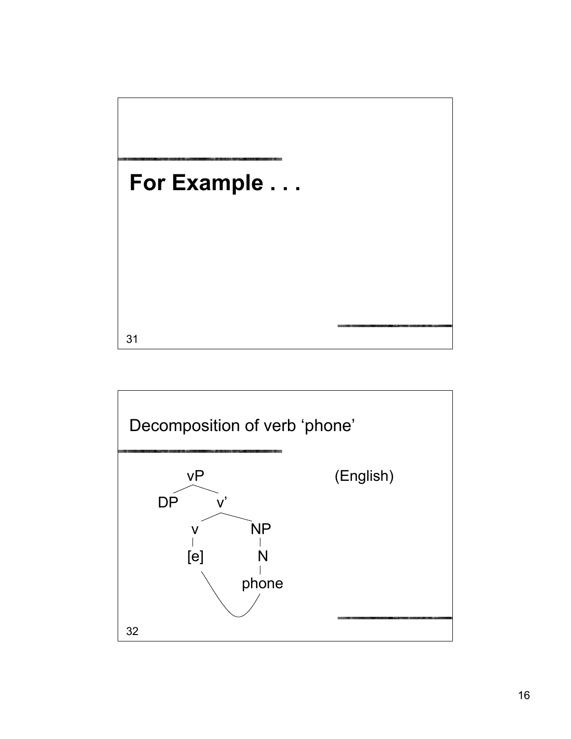# For Example . . .

## Decomposition of verb 'phone'

(English)

```
        vP
       /  \
     DP    v'
          /  \
         v    NP
         |     |
        [e]    N
                |
              phone
```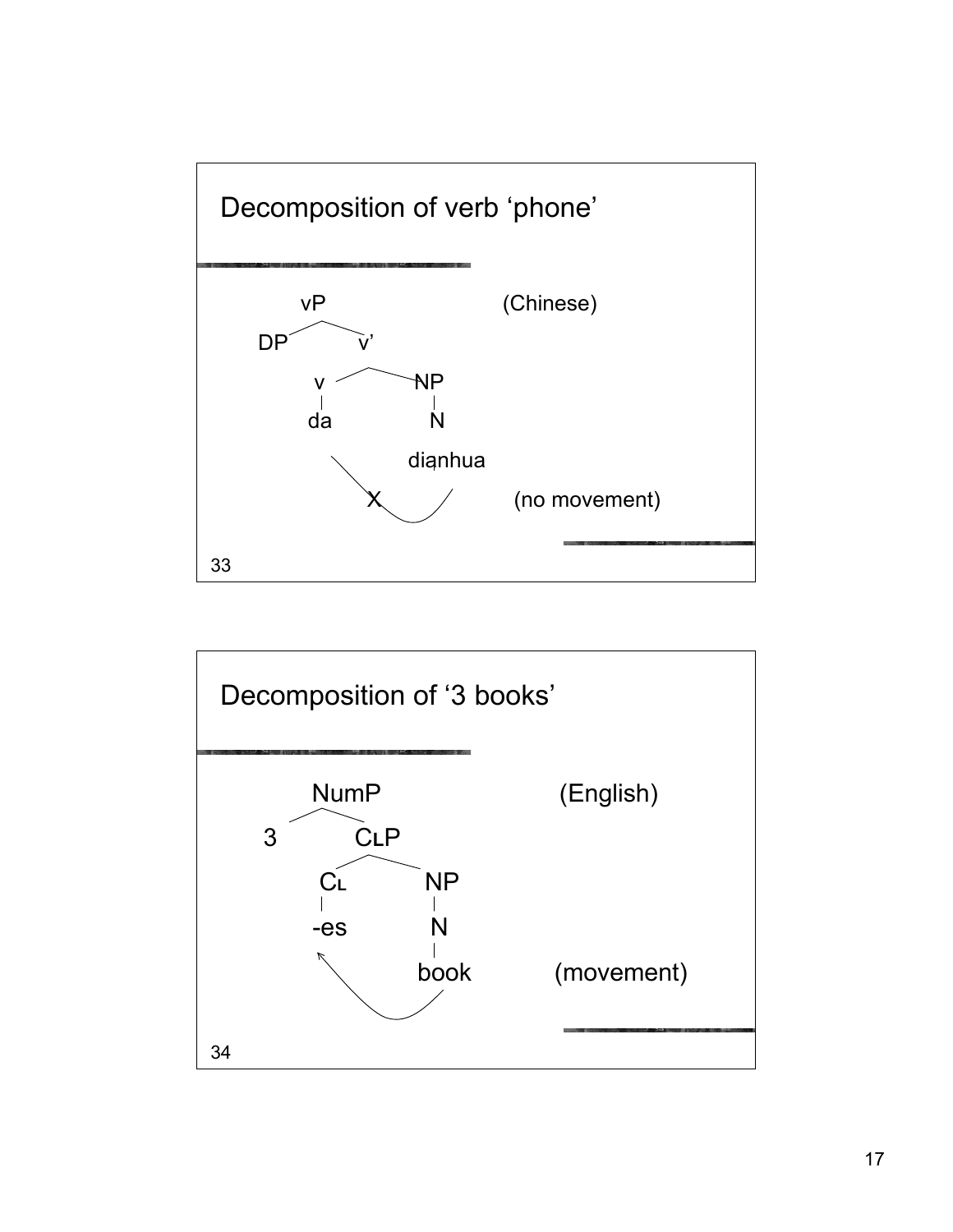## Decomposition of verb 'phone'

```
        vP                    (Chinese)
   DP        v'
        v          NP
        |          |
        da         N

               diạnhua
           X                  (no movement)
```

## Decomposition of '3 books'

```
        NumP                  (English)
   3         CLP
        CL          NP
        |           |
        -es         N
                    |
                    book      (movement)
```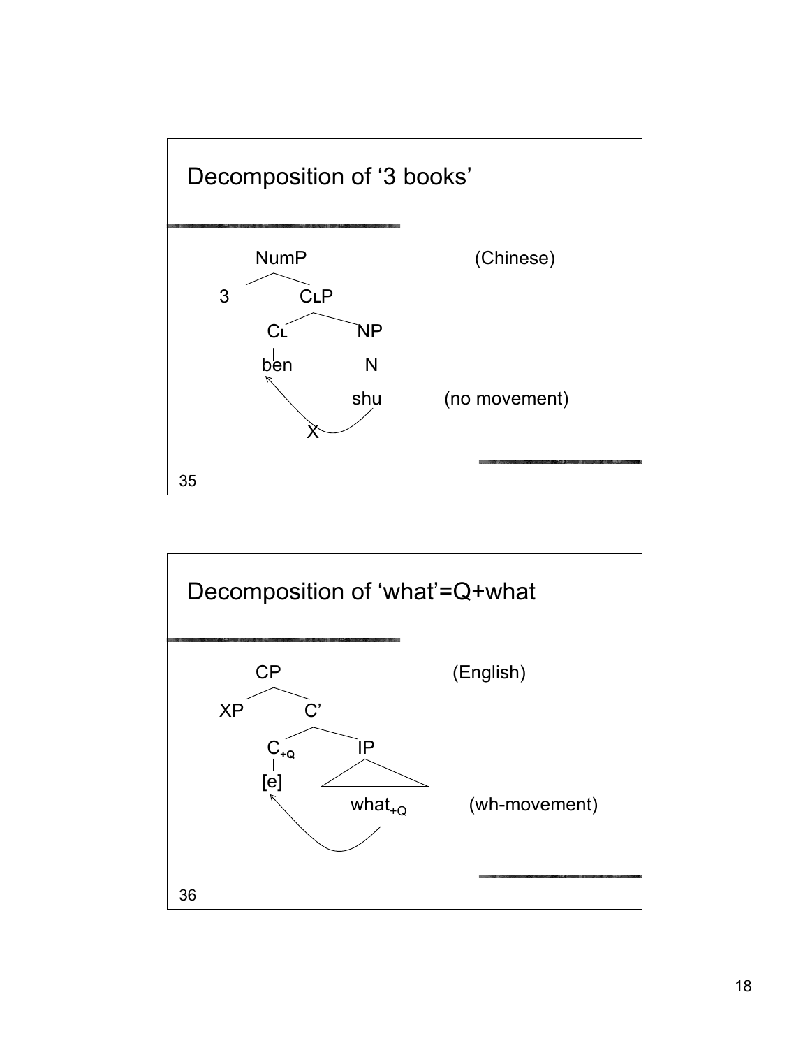## Decomposition of '3 books'

(Chinese)

```
NumP
├── 3
└── CLP
    ├── CL
    │   └── ben
    └── NP
        └── N
            └── shu
```

shu ✗→ ben (no movement)

35

## Decomposition of 'what'=Q+what

(English)

```
CP
├── XP
└── C'
    ├── C+Q
    │   └── [e]
    └── IP
        └── what+Q
```

$what_{+Q}$ → [e] (wh-movement)

36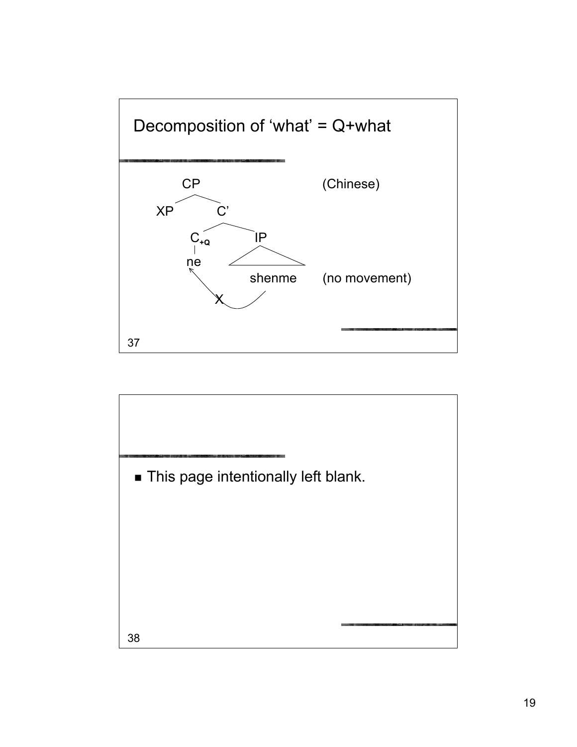## Decomposition of 'what' = Q+what

CP

XP C'

$C_{+Q}$ IP

ne

shenme

X

(Chinese)

(no movement)

- This page intentionally left blank.